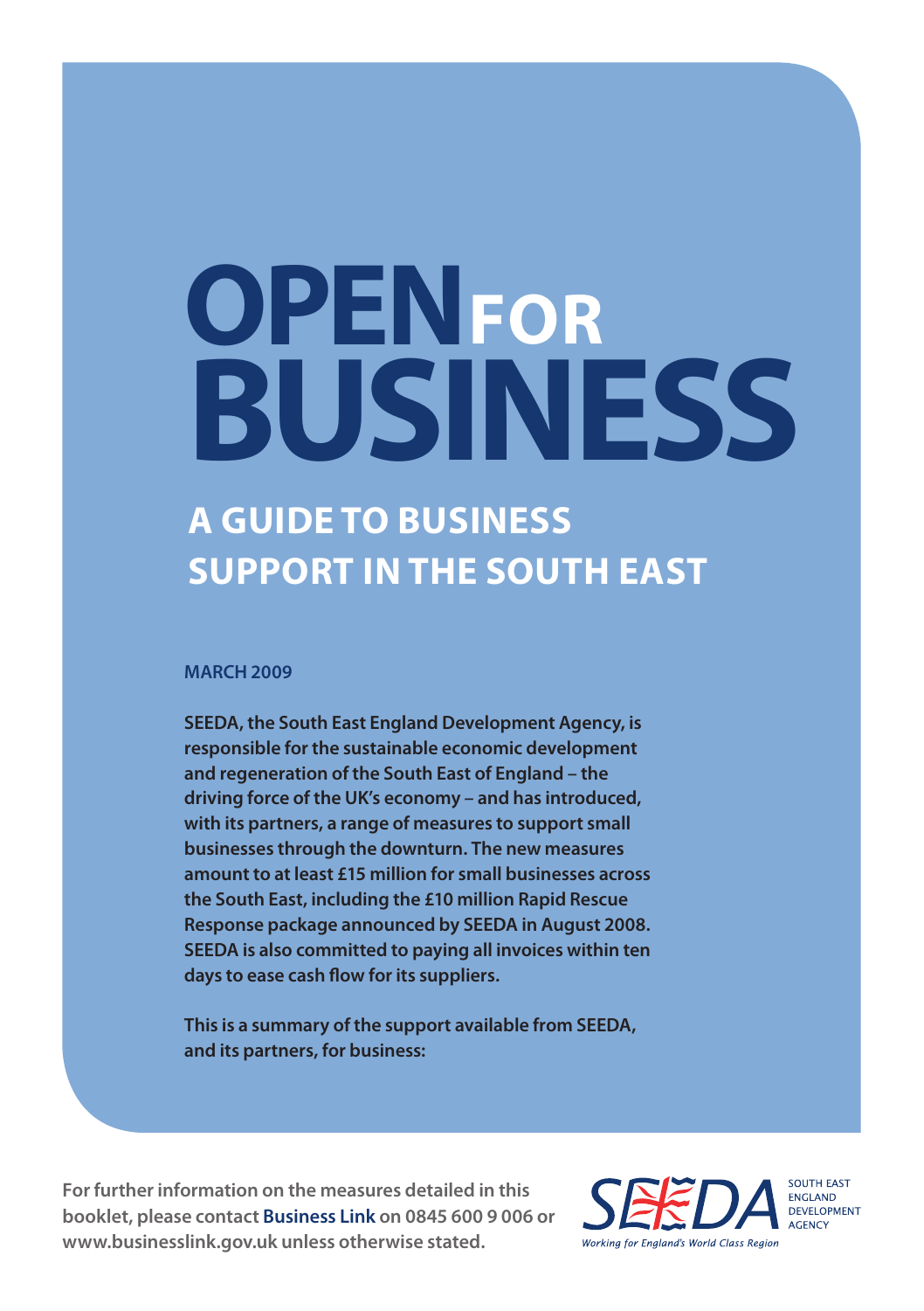# OPEN FOR BUSINESS

## A GUIDE TO BUSINESS SUPPORT IN THE SOUTH EAST

**MARCH 2009**

**SEEDA, the South East England Development Agency, is responsible for the sustainable economic development and regeneration of the South East of England – the driving force of the UK's economy – and has introduced, with its partners, a range of measures to support small businesses through the downturn. The new measures amount to at least £15 million for small businesses across the South East, including the £10 million Rapid Rescue Response package announced by SEEDA in August 2008. SEEDA is also committed to paying all invoices within ten days to ease cash flow for its suppliers.**

**This is a summary of the support available from SEEDA, and its partners, for business:**

**For further information on the measures detailed in this booklet, please contact Business Link on 0845 600 9 006 or www.businesslink.gov.uk unless otherwise stated.**

SEEDA SOUTH EAST ENGLAND DEVELOPMENT AGENCY

*Working for England's World Class Region*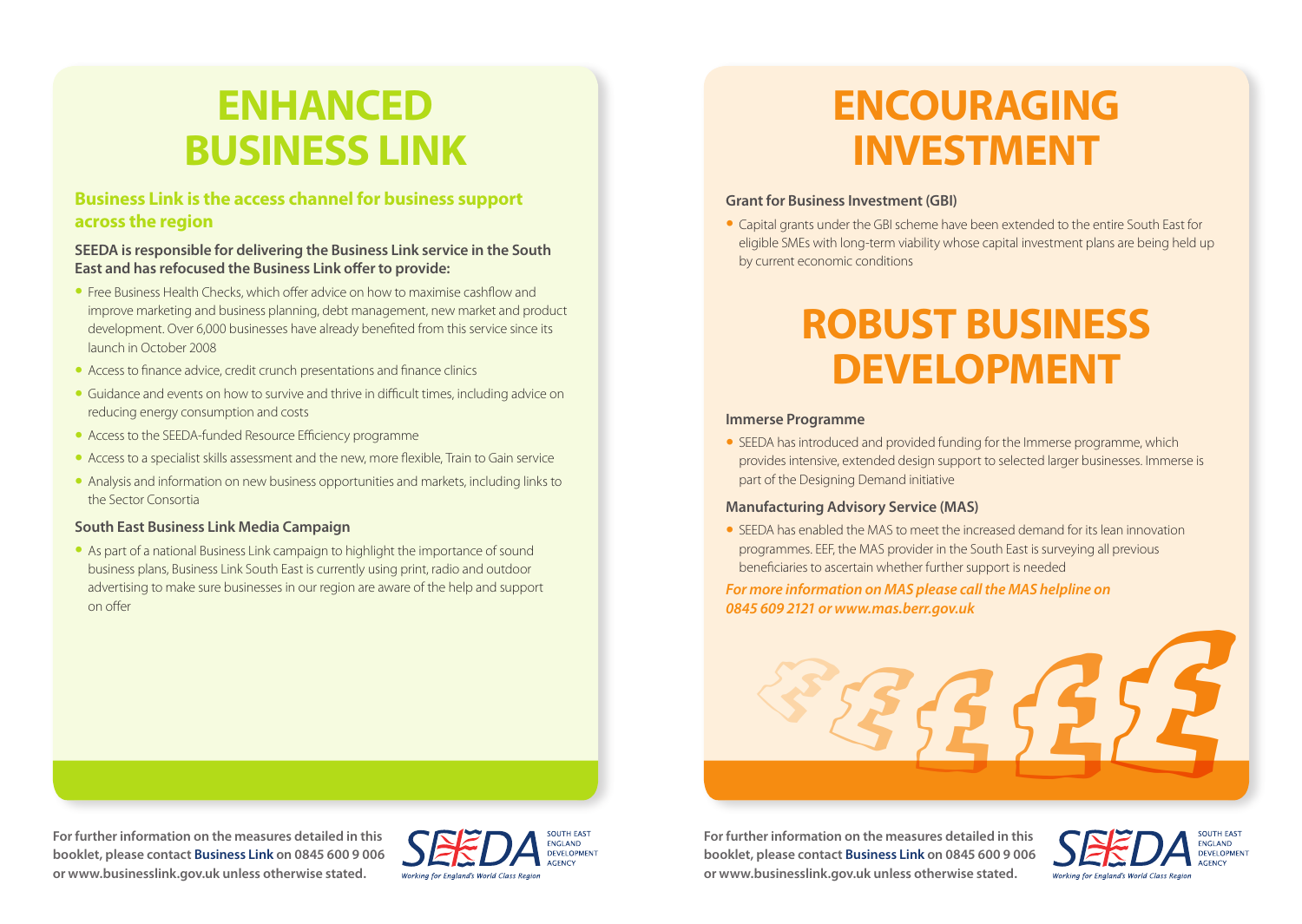# ENHANCED BUSINESS LINK

## Business Link is the access channel for business support across the region

**SEEDA is responsible for delivering the Business Link service in the South East and has refocused the Business Link offer to provide:**

- Free Business Health Checks, which offer advice on how to maximise cashflow and improve marketing and business planning, debt management, new market and product development. Over 6,000 businesses have already benefited from this service since its launch in October 2008
- Access to finance advice, credit crunch presentations and finance clinics
- Guidance and events on how to survive and thrive in difficult times, including advice on reducing energy consumption and costs
- Access to the SEEDA-funded Resource Efficiency programme
- Access to a specialist skills assessment and the new, more flexible, Train to Gain service
- Analysis and information on new business opportunities and markets, including links to the Sector Consortia

### South East Business Link Media Campaign

- As part of a national Business Link campaign to highlight the importance of sound business plans, Business Link South East is currently using print, radio and outdoor advertising to make sure businesses in our region are aware of the help and support on offer

**For further information on the measures detailed in this booklet, please contact Business Link on 0845 600 9 006 or www.businesslink.gov.uk unless otherwise stated.**

SEEDA South East England Development Agency – Working for England's World Class Region

# ENCOURAGING INVESTMENT

### Grant for Business Investment (GBI)

- Capital grants under the GBI scheme have been extended to the entire South East for eligible SMEs with long-term viability whose capital investment plans are being held up by current economic conditions

# ROBUST BUSINESS DEVELOPMENT

### Immerse Programme

- SEEDA has introduced and provided funding for the Immerse programme, which provides intensive, extended design support to selected larger businesses. Immerse is part of the Designing Demand initiative

### Manufacturing Advisory Service (MAS)

- SEEDA has enabled the MAS to meet the increased demand for its lean innovation programmes. EEF, the MAS provider in the South East is surveying all previous beneficiaries to ascertain whether further support is needed

***For more information on MAS please call the MAS helpline on 0845 609 2121 or www.mas.berr.gov.uk***

**For further information on the measures detailed in this booklet, please contact Business Link on 0845 600 9 006 or www.businesslink.gov.uk unless otherwise stated.**

SEEDA South East England Development Agency – Working for England's World Class Region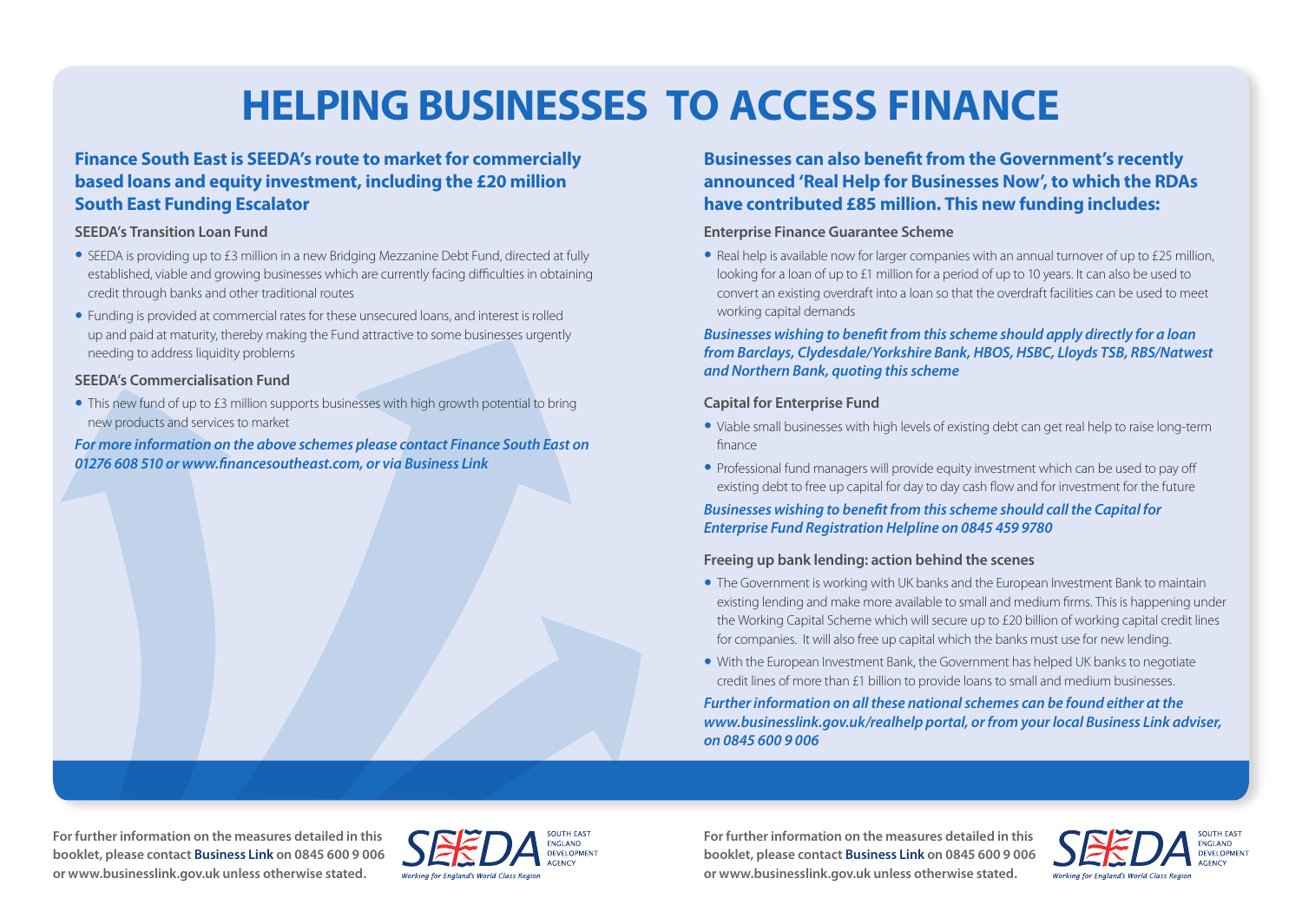# HELPING BUSINESSES TO ACCESS FINANCE

## Finance South East is SEEDA's route to market for commercially based loans and equity investment, including the £20 million South East Funding Escalator

### SEEDA's Transition Loan Fund

- SEEDA is providing up to £3 million in a new Bridging Mezzanine Debt Fund, directed at fully established, viable and growing businesses which are currently facing difficulties in obtaining credit through banks and other traditional routes
- Funding is provided at commercial rates for these unsecured loans, and interest is rolled up and paid at maturity, thereby making the Fund attractive to some businesses urgently needing to address liquidity problems

### SEEDA's Commercialisation Fund

- This new fund of up to £3 million supports businesses with high growth potential to bring new products and services to market

***For more information on the above schemes please contact Finance South East on 01276 608 510 or www.financesoutheast.com, or via Business Link***

## Businesses can also benefit from the Government's recently announced 'Real Help for Businesses Now', to which the RDAs have contributed £85 million. This new funding includes:

### Enterprise Finance Guarantee Scheme

- Real help is available now for larger companies with an annual turnover of up to £25 million, looking for a loan of up to £1 million for a period of up to 10 years. It can also be used to convert an existing overdraft into a loan so that the overdraft facilities can be used to meet working capital demands

***Businesses wishing to benefit from this scheme should apply directly for a loan from Barclays, Clydesdale/Yorkshire Bank, HBOS, HSBC, Lloyds TSB, RBS/Natwest and Northern Bank, quoting this scheme***

### Capital for Enterprise Fund

- Viable small businesses with high levels of existing debt can get real help to raise long-term finance
- Professional fund managers will provide equity investment which can be used to pay off existing debt to free up capital for day to day cash flow and for investment for the future

***Businesses wishing to benefit from this scheme should call the Capital for Enterprise Fund Registration Helpline on 0845 459 9780***

### Freeing up bank lending: action behind the scenes

- The Government is working with UK banks and the European Investment Bank to maintain existing lending and make more available to small and medium firms. This is happening under the Working Capital Scheme which will secure up to £20 billion of working capital credit lines for companies. It will also free up capital which the banks must use for new lending.
- With the European Investment Bank, the Government has helped UK banks to negotiate credit lines of more than £1 billion to provide loans to small and medium businesses.

***Further information on all these national schemes can be found either at the www.businesslink.gov.uk/realhelp portal, or from your local Business Link adviser, on 0845 600 9 006***

**For further information on the measures detailed in this booklet, please contact Business Link on 0845 600 9 006 or www.businesslink.gov.uk unless otherwise stated.**

SEEDA – South East England Development Agency – Working for England's World Class Region

**For further information on the measures detailed in this booklet, please contact Business Link on 0845 600 9 006 or www.businesslink.gov.uk unless otherwise stated.**

SEEDA – South East England Development Agency – Working for England's World Class Region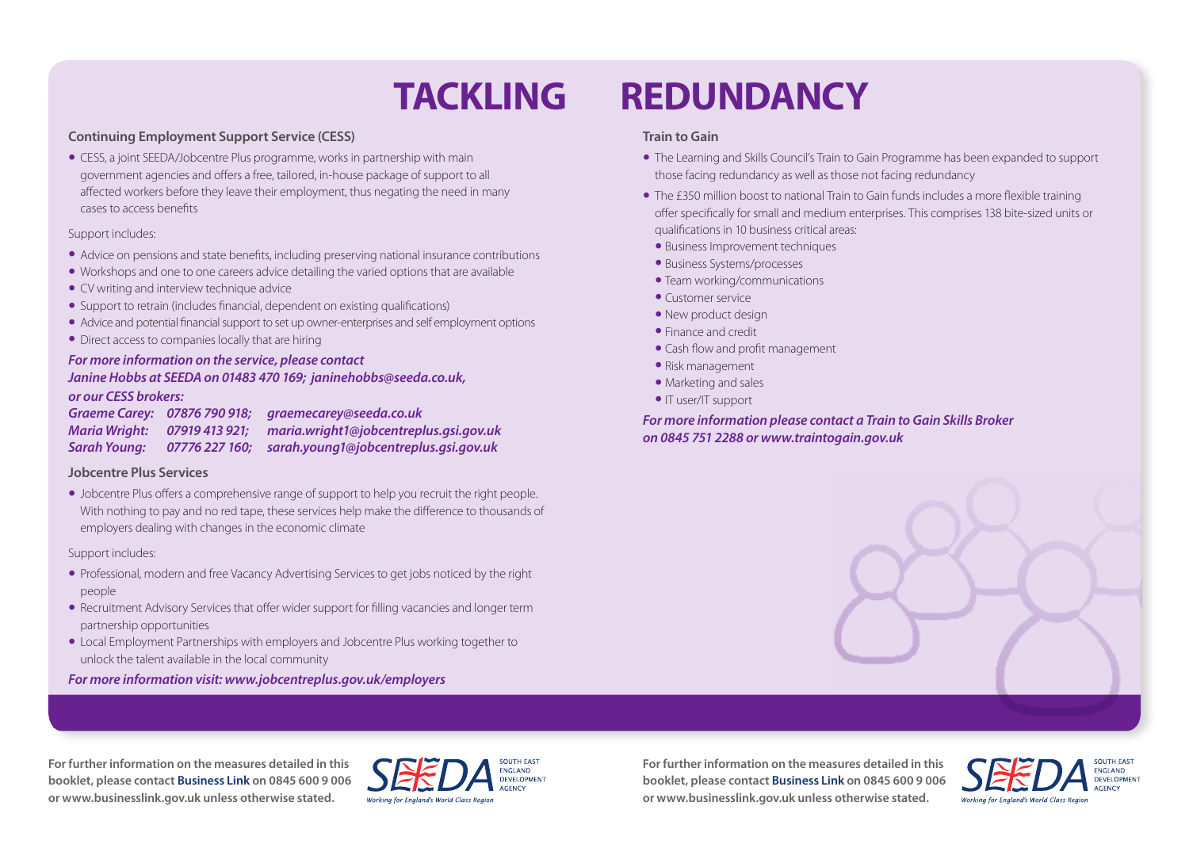// Page 4 of 5 — "Tackling Redundancy"

# TACKLING REDUNDANCY

### Continuing Employment Support Service (CESS)

- CESS, a joint SEEDA/Jobcentre Plus programme, works in partnership with main government agencies and offers a free, tailored, in-house package of support to all affected workers before they leave their employment, thus negating the need in many cases to access benefits

Support includes:

- Advice on pensions and state benefits, including preserving national insurance contributions
- Workshops and one to one careers advice detailing the varied options that are available
- CV writing and interview technique advice
- Support to retrain (includes financial, dependent on existing qualifications)
- Advice and potential financial support to set up owner-enterprises and self employment options
- Direct access to companies locally that are hiring

***For more information on the service, please contact Janine Hobbs at SEEDA on 01483 470 169; janinehobbs@seeda.co.uk, or our CESS brokers:***

| | | |
|---|---|---|
| ***Graeme Carey:*** | ***07876 790 918;*** | ***graemecarey@seeda.co.uk*** |
| ***Maria Wright:*** | ***07919 413 921;*** | ***maria.wright1@jobcentreplus.gsi.gov.uk*** |
| ***Sarah Young:*** | ***07776 227 160;*** | ***sarah.young1@jobcentreplus.gsi.gov.uk*** |

### Jobcentre Plus Services

- Jobcentre Plus offers a comprehensive range of support to help you recruit the right people. With nothing to pay and no red tape, these services help make the difference to thousands of employers dealing with changes in the economic climate

Support includes:

- Professional, modern and free Vacancy Advertising Services to get jobs noticed by the right people
- Recruitment Advisory Services that offer wider support for filling vacancies and longer term partnership opportunities
- Local Employment Partnerships with employers and Jobcentre Plus working together to unlock the talent available in the local community

***For more information visit: www.jobcentreplus.gov.uk/employers***

### Train to Gain

- The Learning and Skills Council's Train to Gain Programme has been expanded to support those facing redundancy as well as those not facing redundancy
- The £350 million boost to national Train to Gain funds includes a more flexible training offer specifically for small and medium enterprises. This comprises 138 bite-sized units or qualifications in 10 business critical areas:
  - Business Improvement techniques
  - Business Systems/processes
  - Team working/communications
  - Customer service
  - New product design
  - Finance and credit
  - Cash flow and profit management
  - Risk management
  - Marketing and sales
  - IT user/IT support

***For more information please contact a Train to Gain Skills Broker on 0845 751 2288 or www.traintogain.gov.uk***

**For further information on the measures detailed in this booklet, please contact Business Link on 0845 600 9 006 or www.businesslink.gov.uk unless otherwise stated.**

SEEDA South East England Development Agency — *Working for England's World Class Region*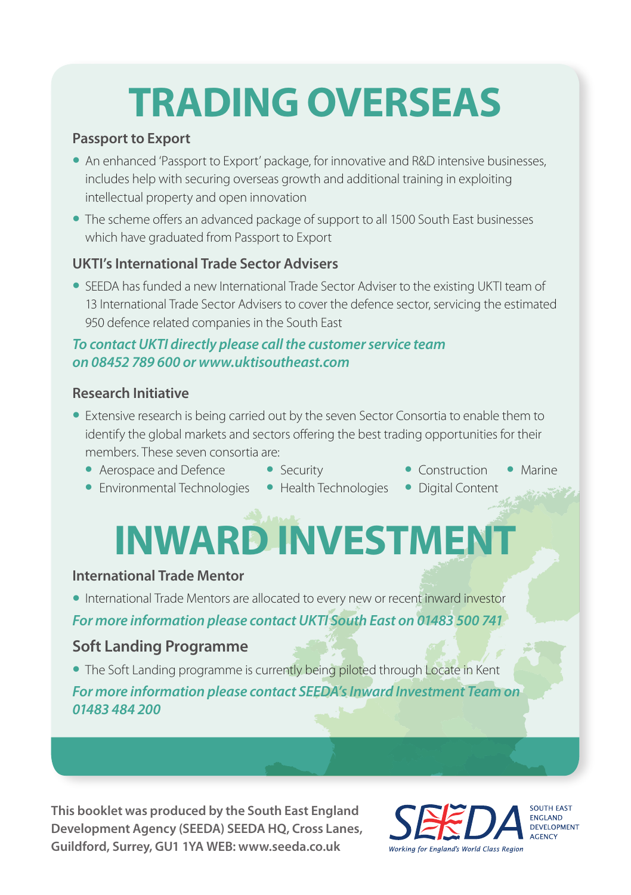# TRADING OVERSEAS

### Passport to Export

- An enhanced 'Passport to Export' package, for innovative and R&D intensive businesses, includes help with securing overseas growth and additional training in exploiting intellectual property and open innovation
- The scheme offers an advanced package of support to all 1500 South East businesses which have graduated from Passport to Export

### UKTI's International Trade Sector Advisers

- SEEDA has funded a new International Trade Sector Adviser to the existing UKTI team of 13 International Trade Sector Advisers to cover the defence sector, servicing the estimated 950 defence related companies in the South East

***To contact UKTI directly please call the customer service team on 08452 789 600 or www.uktisoutheast.com***

### Research Initiative

- Extensive research is being carried out by the seven Sector Consortia to enable them to identify the global markets and sectors offering the best trading opportunities for their members. These seven consortia are:
  - Aerospace and Defence
  - Security
  - Construction
  - Marine
  - Environmental Technologies
  - Health Technologies
  - Digital Content

# INWARD INVESTMENT

### International Trade Mentor

- International Trade Mentors are allocated to every new or recent inward investor

***For more information please contact UKTI South East on 01483 500 741***

### Soft Landing Programme

- The Soft Landing programme is currently being piloted through Locate in Kent

***For more information please contact SEEDA's Inward Investment Team on 01483 484 200***

**This booklet was produced by the South East England Development Agency (SEEDA) SEEDA HQ, Cross Lanes, Guildford, Surrey, GU1 1YA WEB: www.seeda.co.uk**

SEEDA SOUTH EAST ENGLAND DEVELOPMENT AGENCY

*Working for England's World Class Region*